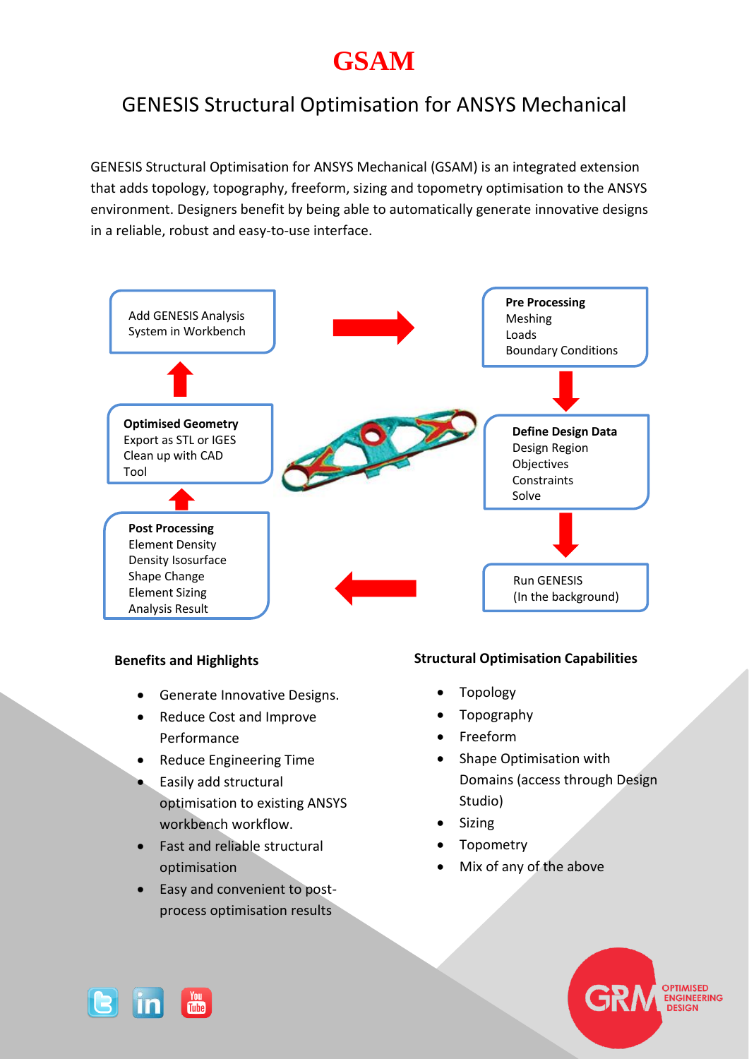# GSAM

## GENESIS Structural Optimisation for ANSYS Mechanical

GENESIS Structural Optimisation for ANSYS Mechanical (GSAM) is an integrated extension that adds topology, topography, freeform, sizing and topometry optimisation to the ANSYS environment. Designers benefit by being able to automatically generate innovative designs in a reliable, robust and easy-to-use interface.

Add GENESIS Analysis System in Workbench

**Pre Processing**
Meshing
Loads
Boundary Conditions

**Define Design Data**
Design Region
Objectives
Constraints
Solve

Run GENESIS
(In the background)

**Post Processing**
Element Density
Density Isosurface
Shape Change
Element Sizing
Analysis Result

**Optimised Geometry**
Export as STL or IGES
Clean up with CAD Tool

### Benefits and Highlights

- Generate Innovative Designs.
- Reduce Cost and Improve Performance
- Reduce Engineering Time
- Easily add structural optimisation to existing ANSYS workbench workflow.
- Fast and reliable structural optimisation
- Easy and convenient to post-process optimisation results

### Structural Optimisation Capabilities

- Topology
- Topography
- Freeform
- Shape Optimisation with Domains (access through Design Studio)
- Sizing
- Topometry
- Mix of any of the above

GRM OPTIMISED ENGINEERING DESIGN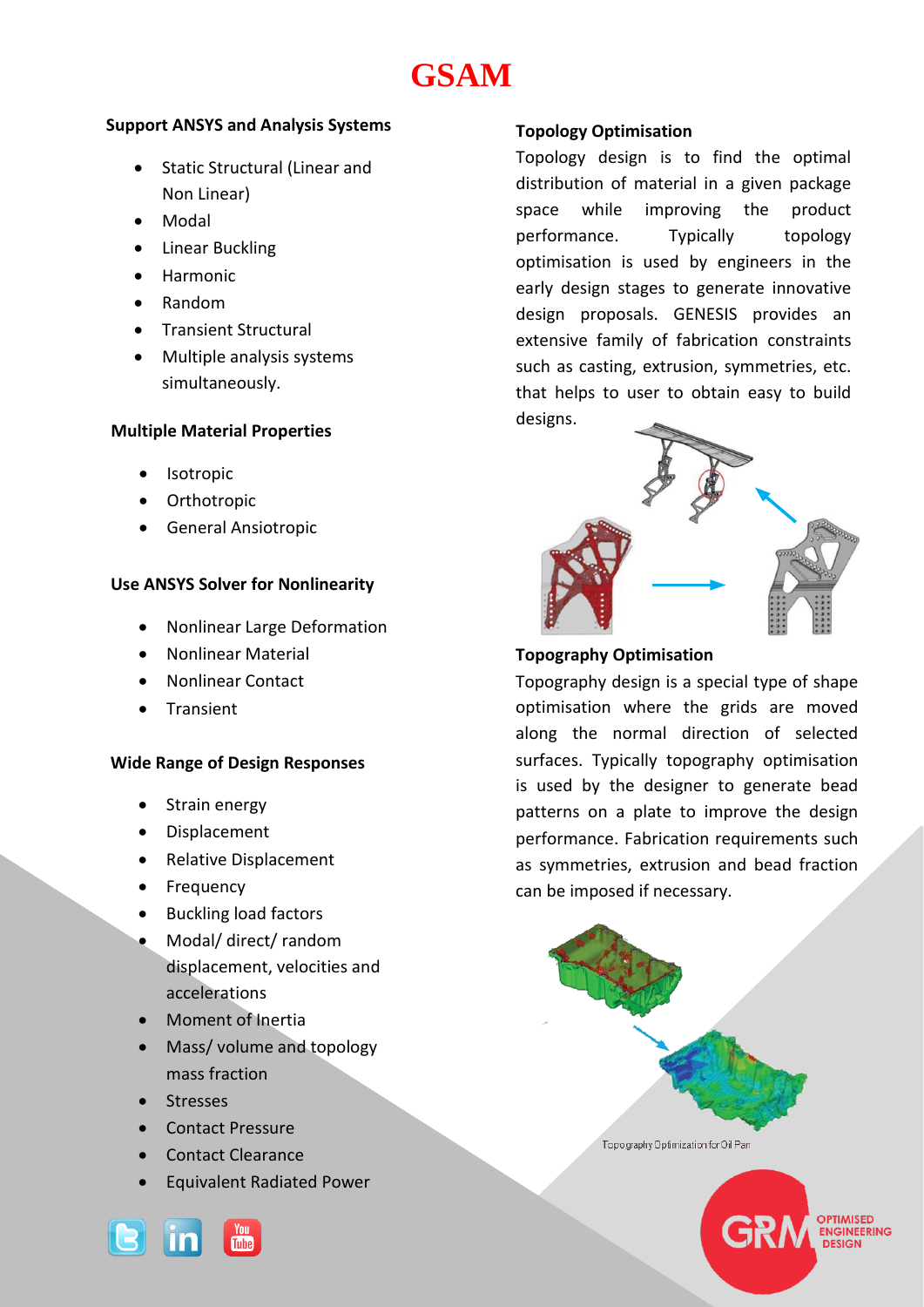# GSAM

## Support ANSYS and Analysis Systems

- Static Structural (Linear and Non Linear)
- Modal
- Linear Buckling
- Harmonic
- Random
- Transient Structural
- Multiple analysis systems simultaneously.

## Multiple Material Properties

- Isotropic
- Orthotropic
- General Ansiotropic

## Use ANSYS Solver for Nonlinearity

- Nonlinear Large Deformation
- Nonlinear Material
- Nonlinear Contact
- Transient

## Wide Range of Design Responses

- Strain energy
- Displacement
- Relative Displacement
- Frequency
- Buckling load factors
- Modal/ direct/ random displacement, velocities and accelerations
- Moment of Inertia
- Mass/ volume and topology mass fraction
- Stresses
- Contact Pressure
- Contact Clearance
- Equivalent Radiated Power

## Topology Optimisation

Topology design is to find the optimal distribution of material in a given package space while improving the product performance. Typically topology optimisation is used by engineers in the early design stages to generate innovative design proposals. GENESIS provides an extensive family of fabrication constraints such as casting, extrusion, symmetries, etc. that helps to user to obtain easy to build designs.

## Topography Optimisation

Topography design is a special type of shape optimisation where the grids are moved along the normal direction of selected surfaces. Typically topography optimisation is used by the designer to generate bead patterns on a plate to improve the design performance. Fabrication requirements such as symmetries, extrusion and bead fraction can be imposed if necessary.

Topography Optimization for Oil Pan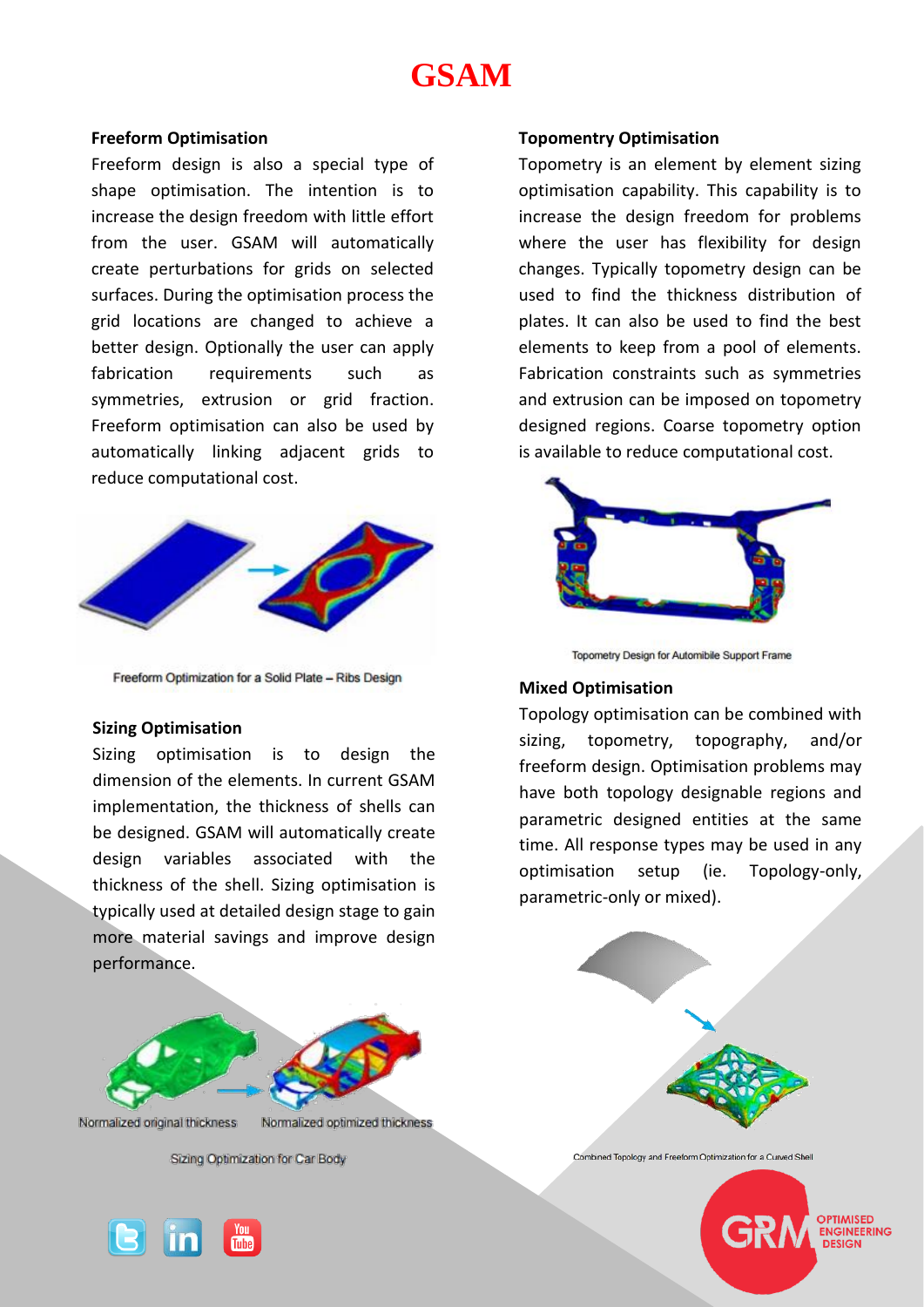# GSAM

## Freeform Optimisation

Freeform design is also a special type of shape optimisation. The intention is to increase the design freedom with little effort from the user. GSAM will automatically create perturbations for grids on selected surfaces. During the optimisation process the grid locations are changed to achieve a better design. Optionally the user can apply fabrication requirements such as symmetries, extrusion or grid fraction. Freeform optimisation can also be used by automatically linking adjacent grids to reduce computational cost.

Freeform Optimization for a Solid Plate – Ribs Design

## Sizing Optimisation

Sizing optimisation is to design the dimension of the elements. In current GSAM implementation, the thickness of shells can be designed. GSAM will automatically create design variables associated with the thickness of the shell. Sizing optimisation is typically used at detailed design stage to gain more material savings and improve design performance.

Normalized original thickness Normalized optimized thickness

Sizing Optimization for Car Body

## Topomentry Optimisation

Topometry is an element by element sizing optimisation capability. This capability is to increase the design freedom for problems where the user has flexibility for design changes. Typically topometry design can be used to find the thickness distribution of plates. It can also be used to find the best elements to keep from a pool of elements. Fabrication constraints such as symmetries and extrusion can be imposed on topometry designed regions. Coarse topometry option is available to reduce computational cost.

Topometry Design for Automibile Support Frame

## Mixed Optimisation

Topology optimisation can be combined with sizing, topometry, topography, and/or freeform design. Optimisation problems may have both topology designable regions and parametric designed entities at the same time. All response types may be used in any optimisation setup (ie. Topology-only, parametric-only or mixed).

Combined Topology and Freeform Optimization for a Curved Shell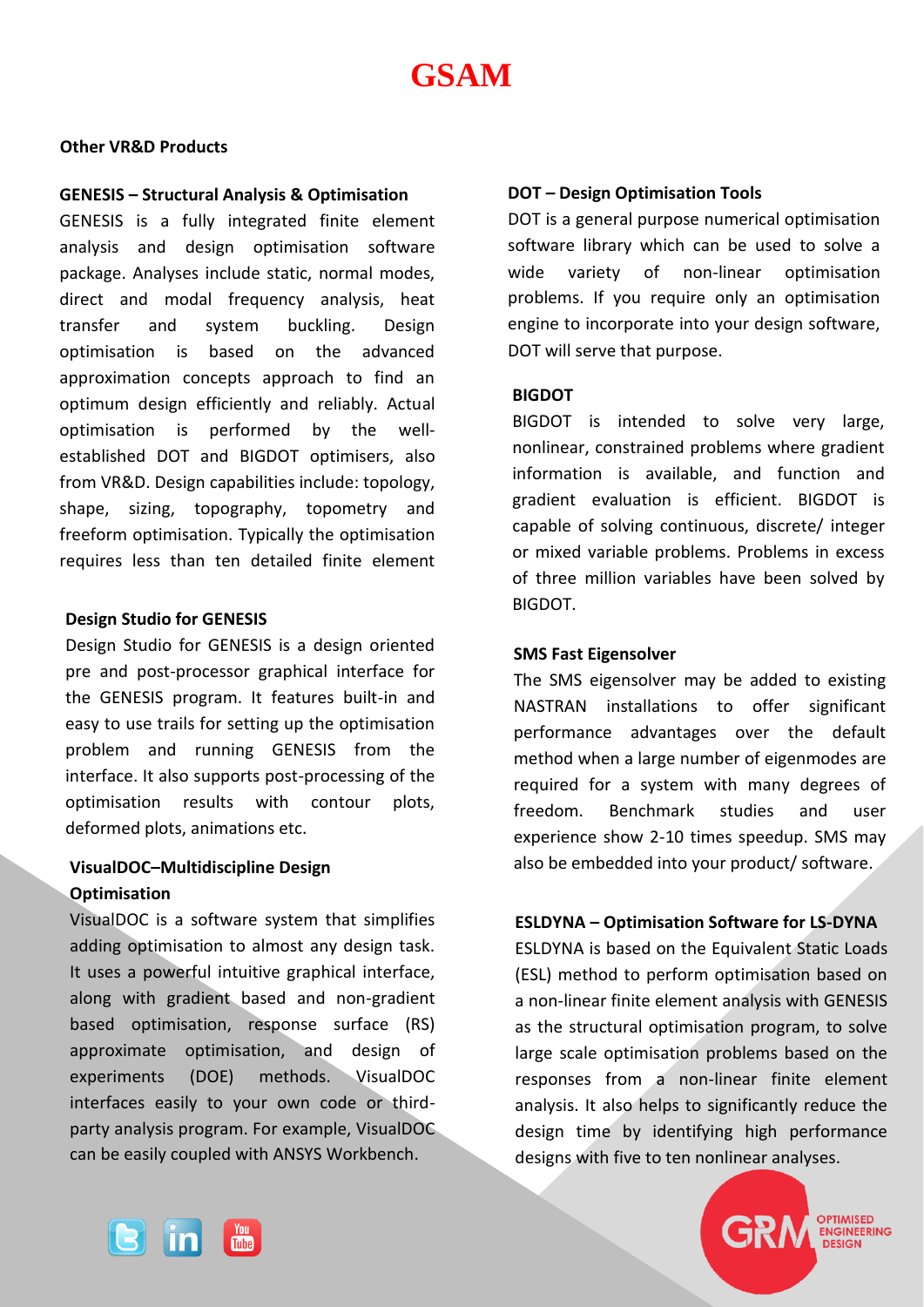# GSAM

## Other VR&D Products

### GENESIS – Structural Analysis & Optimisation

GENESIS is a fully integrated finite element analysis and design optimisation software package. Analyses include static, normal modes, direct and modal frequency analysis, heat transfer and system buckling. Design optimisation is based on the advanced approximation concepts approach to find an optimum design efficiently and reliably. Actual optimisation is performed by the well-established DOT and BIGDOT optimisers, also from VR&D. Design capabilities include: topology, shape, sizing, topography, topometry and freeform optimisation. Typically the optimisation requires less than ten detailed finite element

### Design Studio for GENESIS

Design Studio for GENESIS is a design oriented pre and post-processor graphical interface for the GENESIS program. It features built-in and easy to use trails for setting up the optimisation problem and running GENESIS from the interface. It also supports post-processing of the optimisation results with contour plots, deformed plots, animations etc.

### VisualDOC–Multidiscipline Design Optimisation

VisualDOC is a software system that simplifies adding optimisation to almost any design task. It uses a powerful intuitive graphical interface, along with gradient based and non-gradient based optimisation, response surface (RS) approximate optimisation, and design of experiments (DOE) methods. VisualDOC interfaces easily to your own code or third-party analysis program. For example, VisualDOC can be easily coupled with ANSYS Workbench.

### DOT – Design Optimisation Tools

DOT is a general purpose numerical optimisation software library which can be used to solve a wide variety of non-linear optimisation problems. If you require only an optimisation engine to incorporate into your design software, DOT will serve that purpose.

### BIGDOT

BIGDOT is intended to solve very large, nonlinear, constrained problems where gradient information is available, and function and gradient evaluation is efficient. BIGDOT is capable of solving continuous, discrete/ integer or mixed variable problems. Problems in excess of three million variables have been solved by BIGDOT.

### SMS Fast Eigensolver

The SMS eigensolver may be added to existing NASTRAN installations to offer significant performance advantages over the default method when a large number of eigenmodes are required for a system with many degrees of freedom. Benchmark studies and user experience show 2-10 times speedup. SMS may also be embedded into your product/ software.

### ESLDYNA – Optimisation Software for LS-DYNA

ESLDYNA is based on the Equivalent Static Loads (ESL) method to perform optimisation based on a non-linear finite element analysis with GENESIS as the structural optimisation program, to solve large scale optimisation problems based on the responses from a non-linear finite element analysis. It also helps to significantly reduce the design time by identifying high performance designs with five to ten nonlinear analyses.

GRM OPTIMISED ENGINEERING DESIGN